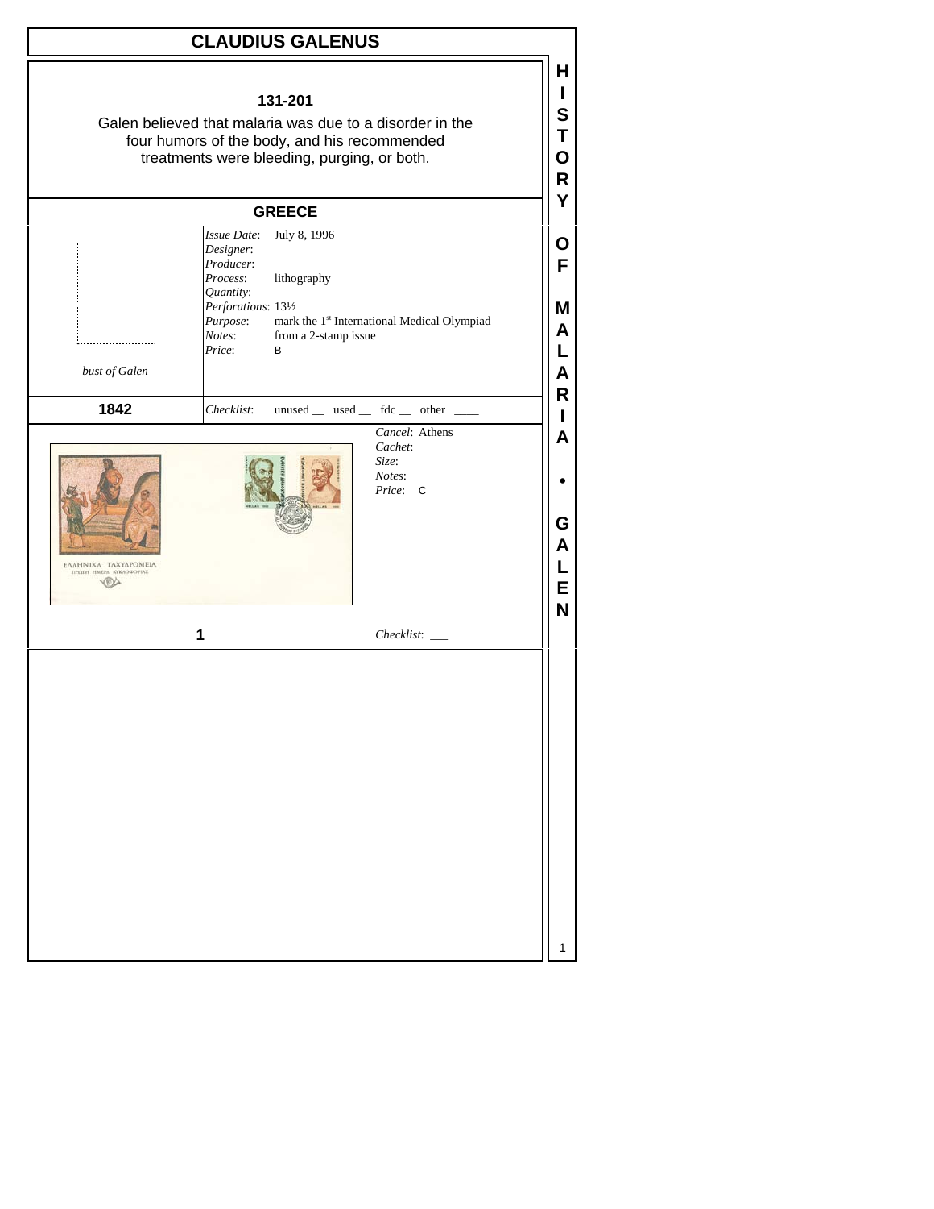# CLAUDIUS GALENUS

**131-201**

Galen believed that malaria was due to a disorder in the four humors of the body, and his recommended treatments were bleeding, purging, or both.

## GREECE

*bust of Galen*

*Issue Date*: July 8, 1996
*Designer*:
*Producer*:
*Process*: lithography
*Quantity*:
*Perforations*: 13½
*Purpose*: mark the 1st International Medical Olympiad
*Notes*: from a 2-stamp issue
*Price*: B

**1842** — *Checklist*: unused __ used __ fdc __ other ____

*Cancel*: Athens
*Cachet*:
*Size*:
*Notes*:
*Price*: C

**1** — *Checklist*: ___

HISTORY OF MALARIA • GALEN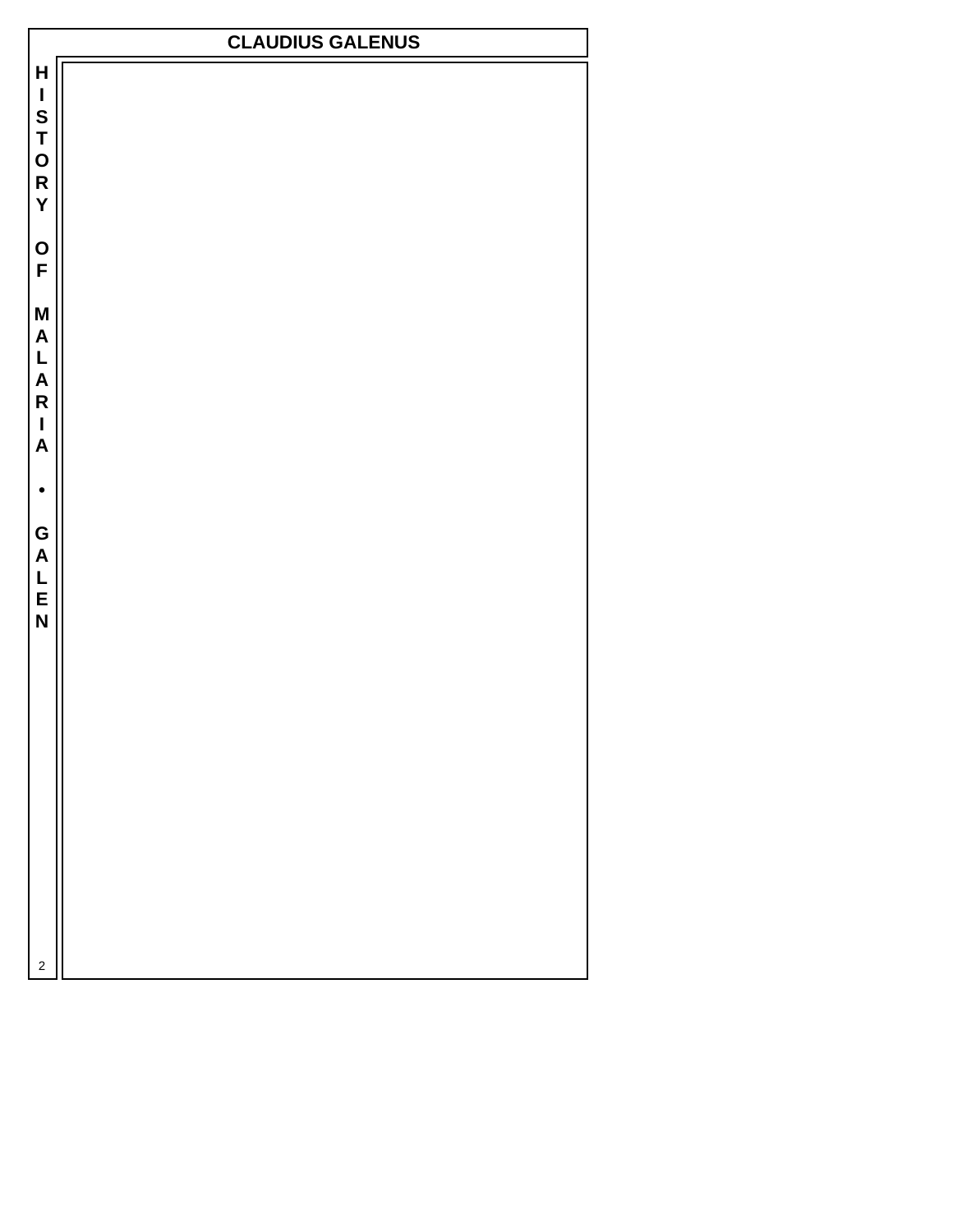# CLAUDIUS GALENUS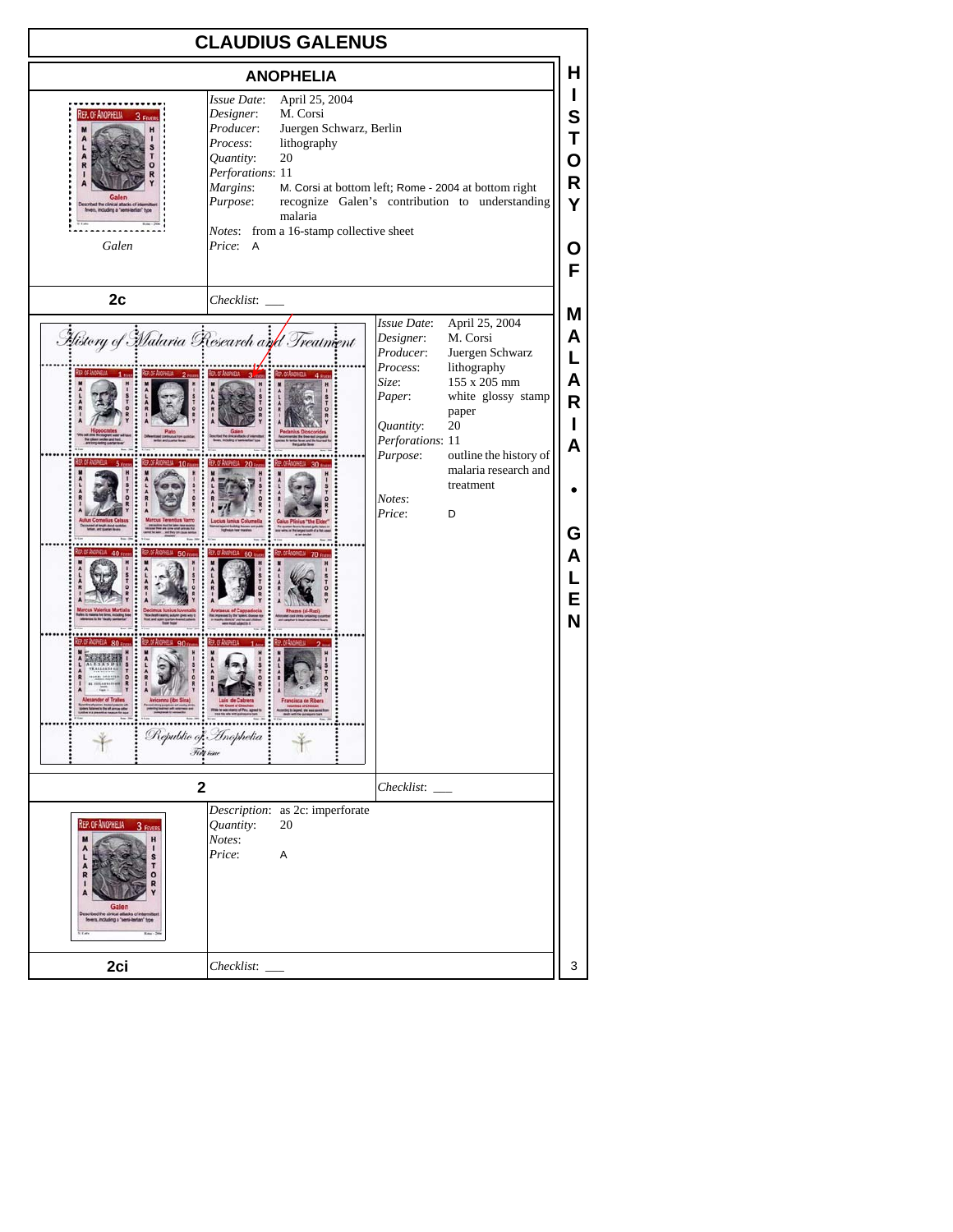# CLAUDIUS GALENUS

## ANOPHELIA

*Galen*

*Issue Date*: April 25, 2004
*Designer*: M. Corsi
*Producer*: Juergen Schwarz, Berlin
*Process*: lithography
*Quantity*: 20
*Perforations*: 11
*Margins*: M. Corsi at bottom left; Rome - 2004 at bottom right
*Purpose*: recognize Galen's contribution to understanding malaria
*Notes*: from a 16-stamp collective sheet
*Price*: A

**2c** — *Checklist*: ___

*Issue Date*: April 25, 2004
*Designer*: M. Corsi
*Producer*: Juergen Schwarz
*Process*: lithography
*Size*: 155 x 205 mm
*Paper*: white glossy stamp paper
*Quantity*: 20
*Perforations*: 11
*Purpose*: outline the history of malaria research and treatment
*Notes*:
*Price*: D

**2** — *Checklist*: ___

*Description*: as 2c: imperforate
*Quantity*: 20
*Notes*:
*Price*: A

**2ci** — *Checklist*: ___

HISTORY OF MALARIA • GALEN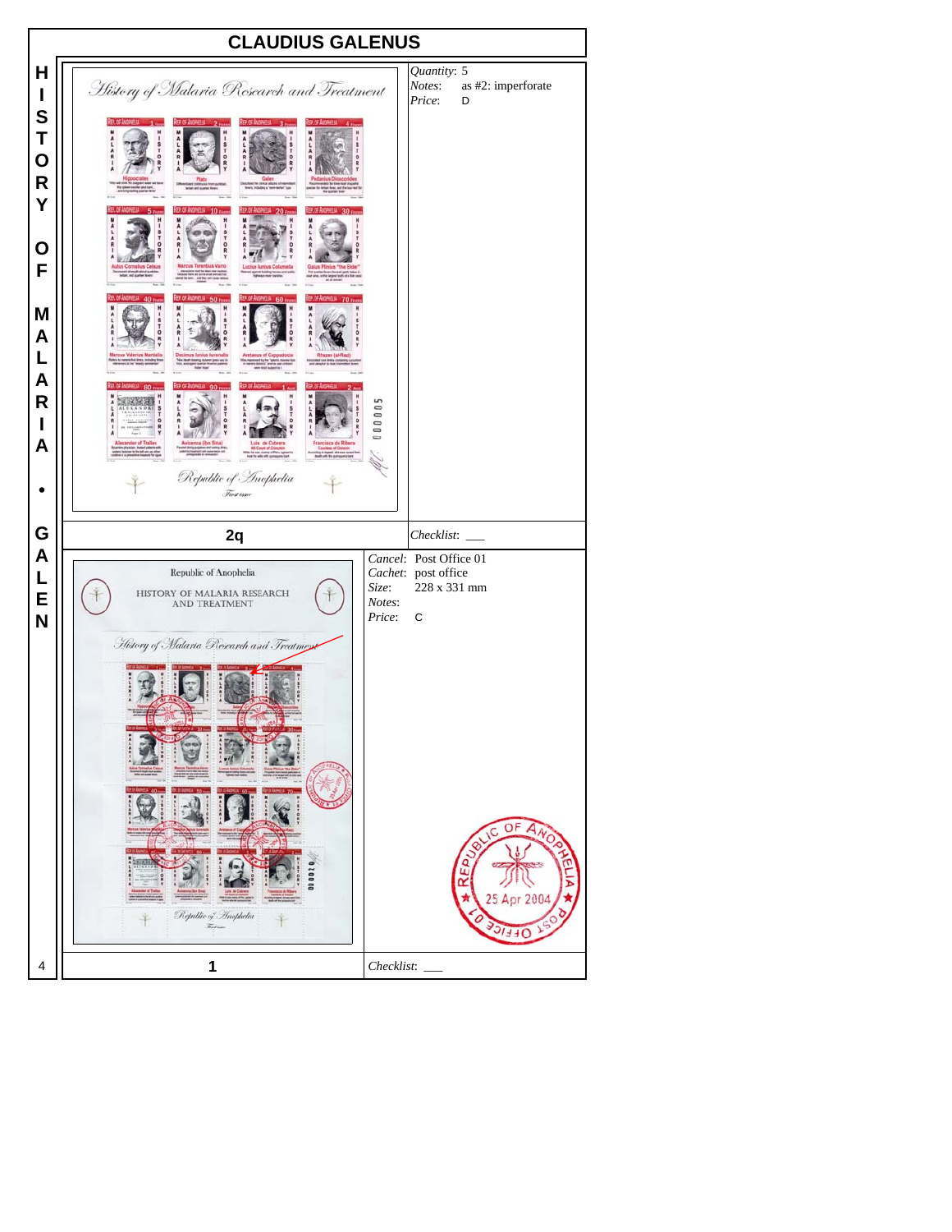# CLAUDIUS GALENUS

## 2q

*Quantity*: 5
*Notes*: as #2: imperforate
*Price*: D

*Checklist*: ___

## 1

*Cancel*: Post Office 01
*Cachet*: post office
*Size*: 228 x 331 mm
*Notes*:
*Price*: C

*Checklist*: ___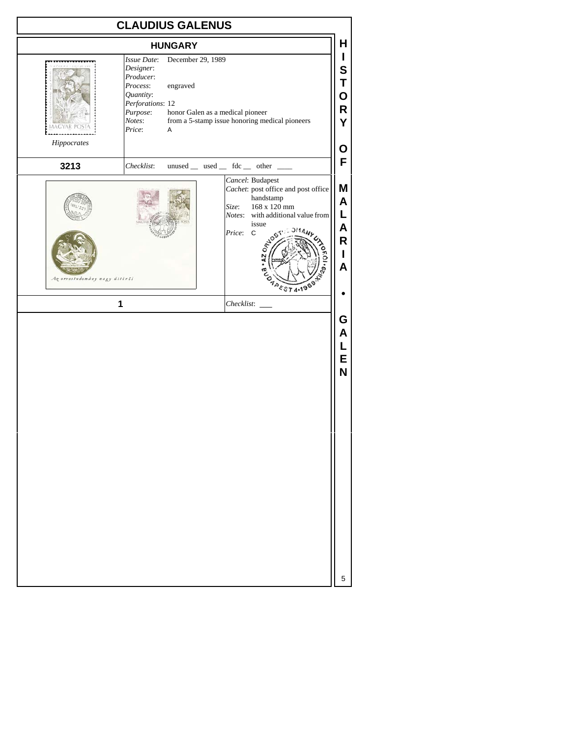# CLAUDIUS GALENUS

## HUNGARY

*Hippocrates*

*Issue Date*: December 29, 1989
*Designer*:
*Producer*:
*Process*: engraved
*Quantity*:
*Perforations*: 12
*Purpose*: honor Galen as a medical pioneer
*Notes*: from a 5-stamp issue honoring medical pioneers
*Price*: A

**3213**

*Checklist*: unused __ used __ fdc __ other ____

*Cancel*: Budapest
*Cachet*: post office and post office handstamp
*Size*: 168 x 120 mm
*Notes*: with additional value from issue
*Price*: C

**1**

*Checklist*: ___

HISTORY OF MALARIA • GALEN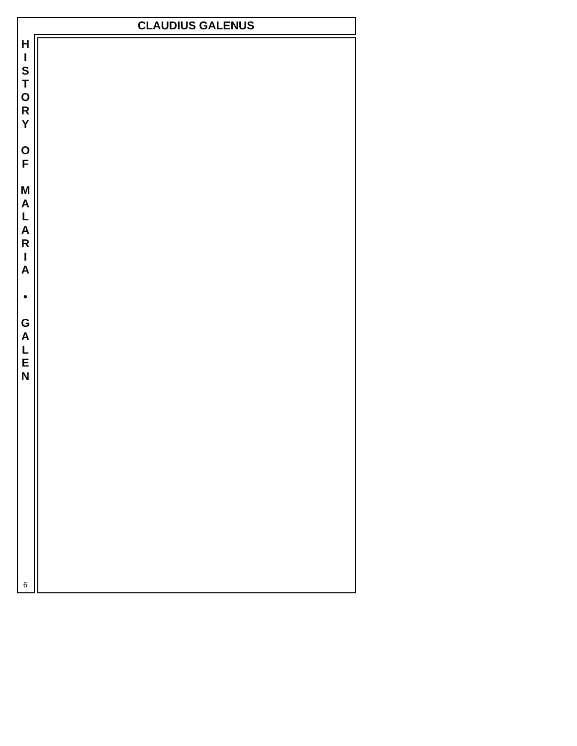# CLAUDIUS GALENUS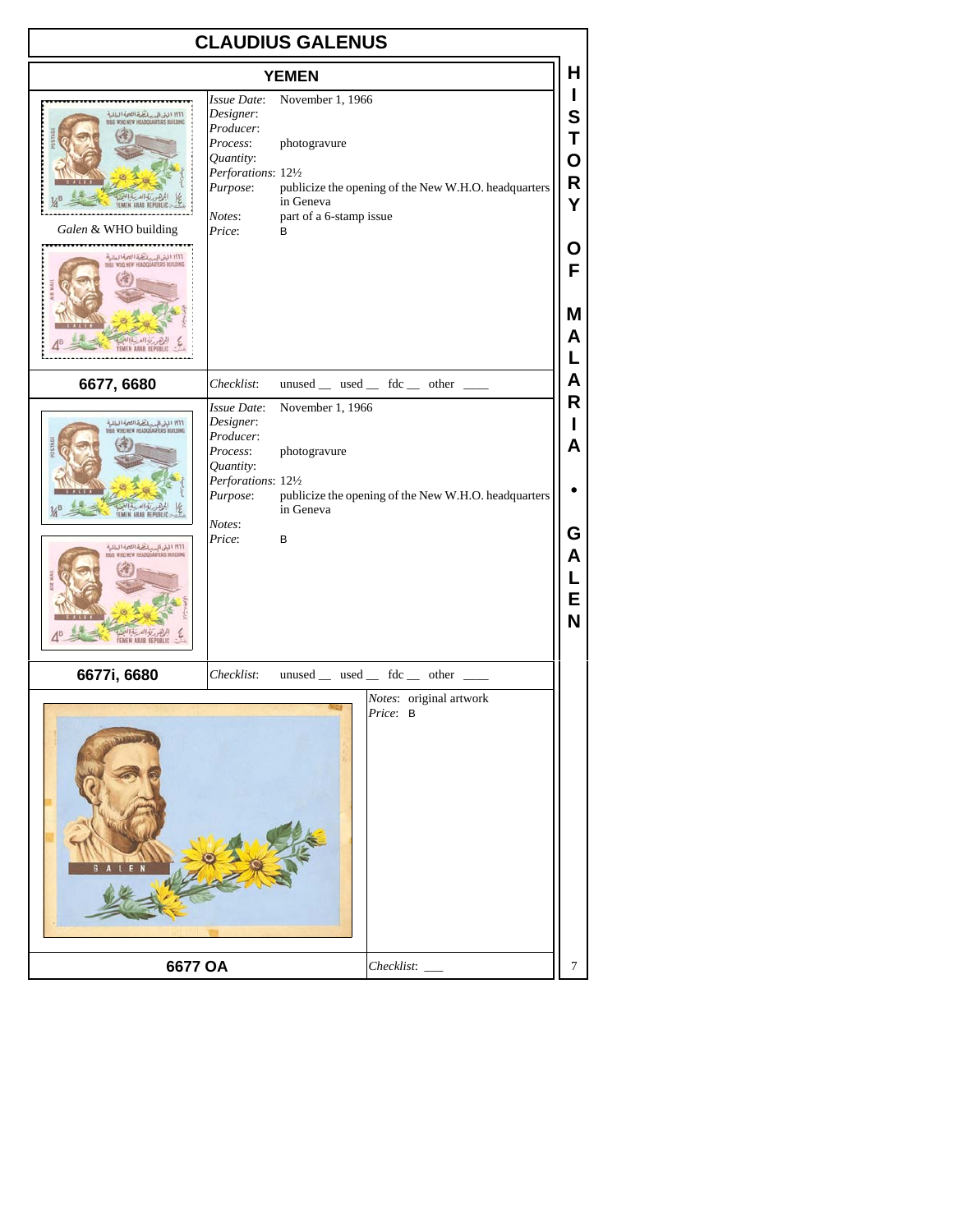# CLAUDIUS GALENUS

## YEMEN

Galen & WHO building

| | |
|---|---|
| *Issue Date*: | November 1, 1966 |
| *Designer*: | |
| *Producer*: | |
| *Process*: | photogravure |
| *Quantity*: | |
| *Perforations*: | 12½ |
| *Purpose*: | publicize the opening of the New W.H.O. headquarters in Geneva |
| *Notes*: | part of a 6-stamp issue |
| *Price*: | B |

**6677, 6680**

*Checklist*: unused __ used __ fdc __ other ____

| | |
|---|---|
| *Issue Date*: | November 1, 1966 |
| *Designer*: | |
| *Producer*: | |
| *Process*: | photogravure |
| *Quantity*: | |
| *Perforations*: | 12½ |
| *Purpose*: | publicize the opening of the New W.H.O. headquarters in Geneva |
| *Notes*: | |
| *Price*: | B |

**6677i, 6680**

*Checklist*: unused __ used __ fdc __ other ____

*Notes*: original artwork
*Price*: B

**6677 OA**

*Checklist*: ___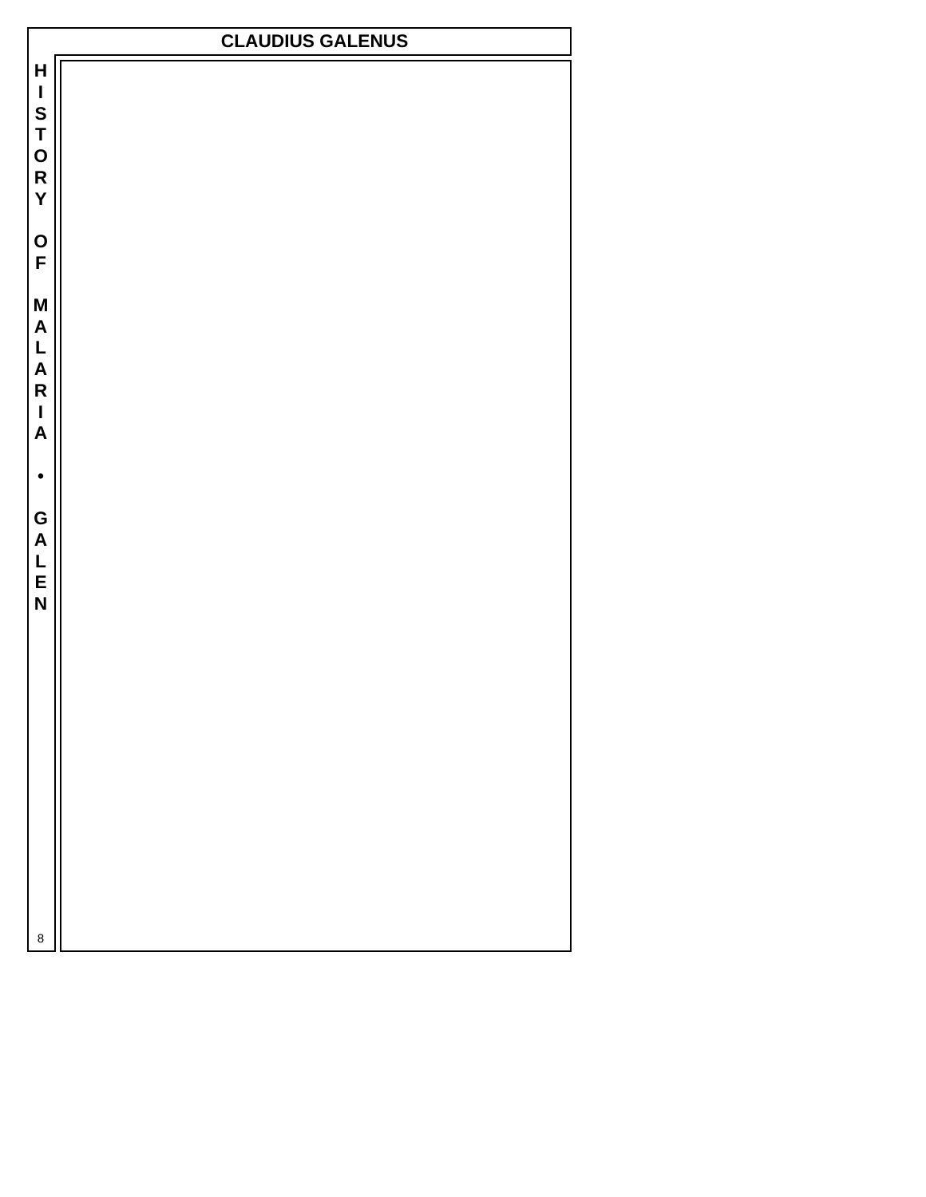# CLAUDIUS GALENUS